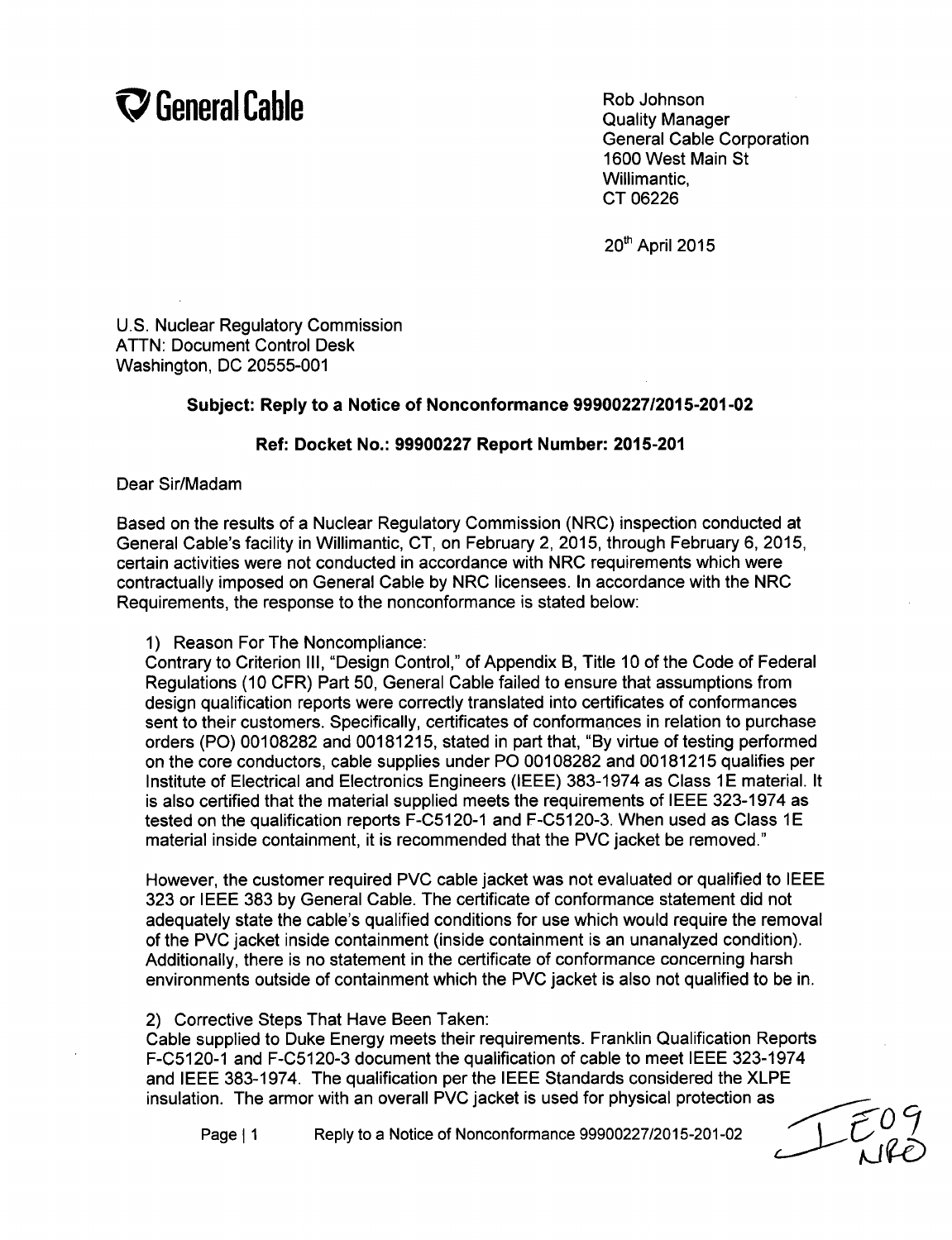**General Cable**

Rob Johnson
Quality Manager
General Cable Corporation
1600 West Main St
Willimantic,
CT 06226

20th April 2015

U.S. Nuclear Regulatory Commission
ATTN: Document Control Desk
Washington, DC 20555-001

**Subject: Reply to a Notice of Nonconformance 99900227/2015-201-02**

**Ref: Docket No.: 99900227 Report Number: 2015-201**

Dear Sir/Madam

Based on the results of a Nuclear Regulatory Commission (NRC) inspection conducted at General Cable's facility in Willimantic, CT, on February 2, 2015, through February 6, 2015, certain activities were not conducted in accordance with NRC requirements which were contractually imposed on General Cable by NRC licensees. In accordance with the NRC Requirements, the response to the nonconformance is stated below:

1) Reason For The Noncompliance:
Contrary to Criterion III, "Design Control," of Appendix B, Title 10 of the Code of Federal Regulations (10 CFR) Part 50, General Cable failed to ensure that assumptions from design qualification reports were correctly translated into certificates of conformances sent to their customers. Specifically, certificates of conformances in relation to purchase orders (PO) 00108282 and 00181215, stated in part that, "By virtue of testing performed on the core conductors, cable supplies under PO 00108282 and 00181215 qualifies per Institute of Electrical and Electronics Engineers (IEEE) 383-1974 as Class 1E material. It is also certified that the material supplied meets the requirements of IEEE 323-1974 as tested on the qualification reports F-C5120-1 and F-C5120-3. When used as Class 1E material inside containment, it is recommended that the PVC jacket be removed."

However, the customer required PVC cable jacket was not evaluated or qualified to IEEE 323 or IEEE 383 by General Cable. The certificate of conformance statement did not adequately state the cable's qualified conditions for use which would require the removal of the PVC jacket inside containment (inside containment is an unanalyzed condition). Additionally, there is no statement in the certificate of conformance concerning harsh environments outside of containment which the PVC jacket is also not qualified to be in.

2) Corrective Steps That Have Been Taken:
Cable supplied to Duke Energy meets their requirements. Franklin Qualification Reports F-C5120-1 and F-C5120-3 document the qualification of cable to meet IEEE 323-1974 and IEEE 383-1974. The qualification per the IEEE Standards considered the XLPE insulation. The armor with an overall PVC jacket is used for physical protection as

IE09
NRO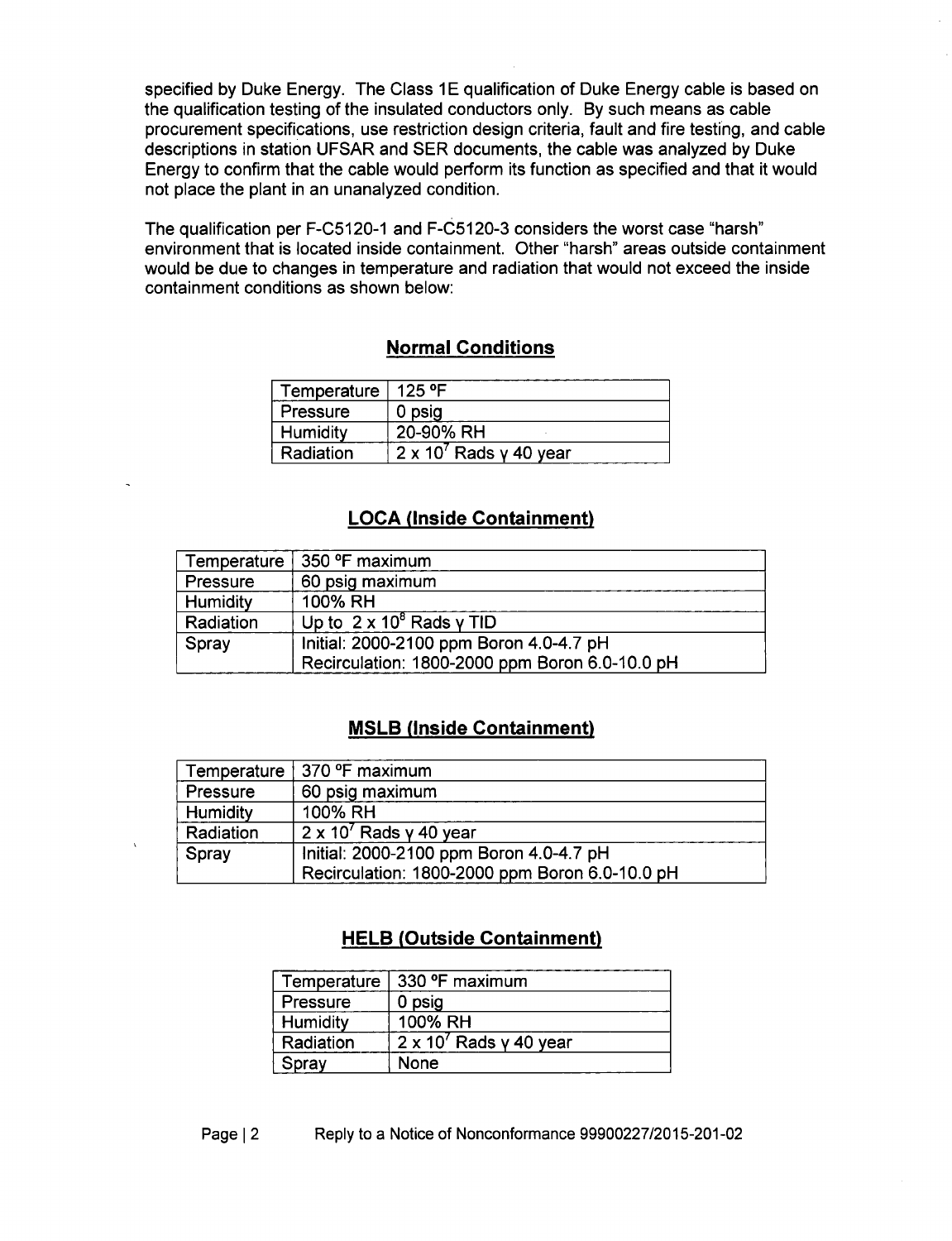specified by Duke Energy. The Class 1E qualification of Duke Energy cable is based on the qualification testing of the insulated conductors only. By such means as cable procurement specifications, use restriction design criteria, fault and fire testing, and cable descriptions in station UFSAR and SER documents, the cable was analyzed by Duke Energy to confirm that the cable would perform its function as specified and that it would not place the plant in an unanalyzed condition.

The qualification per F-C5120-1 and F-C5120-3 considers the worst case "harsh" environment that is located inside containment. Other "harsh" areas outside containment would be due to changes in temperature and radiation that would not exceed the inside containment conditions as shown below:

## Normal Conditions

| | |
|---|---|
| Temperature | 125 °F |
| Pressure | 0 psig |
| Humidity | 20-90% RH |
| Radiation | $2 \times 10^7$ Rads γ 40 year |

## LOCA (Inside Containment)

| | |
|---|---|
| Temperature | 350 °F maximum |
| Pressure | 60 psig maximum |
| Humidity | 100% RH |
| Radiation | Up to $2 \times 10^8$ Rads γ TID |
| Spray | Initial: 2000-2100 ppm Boron 4.0-4.7 pH<br>Recirculation: 1800-2000 ppm Boron 6.0-10.0 pH |

## MSLB (Inside Containment)

| | |
|---|---|
| Temperature | 370 °F maximum |
| Pressure | 60 psig maximum |
| Humidity | 100% RH |
| Radiation | $2 \times 10^7$ Rads γ 40 year |
| Spray | Initial: 2000-2100 ppm Boron 4.0-4.7 pH<br>Recirculation: 1800-2000 ppm Boron 6.0-10.0 pH |

## HELB (Outside Containment)

| | |
|---|---|
| Temperature | 330 °F maximum |
| Pressure | 0 psig |
| Humidity | 100% RH |
| Radiation | $2 \times 10^7$ Rads γ 40 year |
| Spray | None |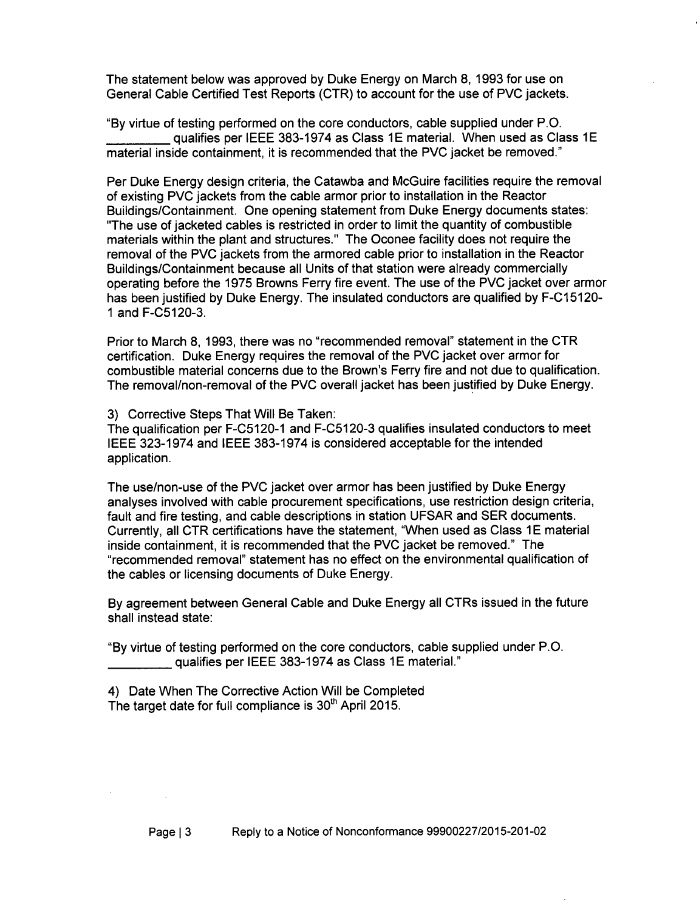The statement below was approved by Duke Energy on March 8, 1993 for use on General Cable Certified Test Reports (CTR) to account for the use of PVC jackets.

"By virtue of testing performed on the core conductors, cable supplied under P.O. _________ qualifies per IEEE 383-1974 as Class 1E material. When used as Class 1E material inside containment, it is recommended that the PVC jacket be removed."

Per Duke Energy design criteria, the Catawba and McGuire facilities require the removal of existing PVC jackets from the cable armor prior to installation in the Reactor Buildings/Containment. One opening statement from Duke Energy documents states: "The use of jacketed cables is restricted in order to limit the quantity of combustible materials within the plant and structures." The Oconee facility does not require the removal of the PVC jackets from the armored cable prior to installation in the Reactor Buildings/Containment because all Units of that station were already commercially operating before the 1975 Browns Ferry fire event. The use of the PVC jacket over armor has been justified by Duke Energy. The insulated conductors are qualified by F-C15120-1 and F-C5120-3.

Prior to March 8, 1993, there was no "recommended removal" statement in the CTR certification. Duke Energy requires the removal of the PVC jacket over armor for combustible material concerns due to the Brown's Ferry fire and not due to qualification. The removal/non-removal of the PVC overall jacket has been justified by Duke Energy.

3) Corrective Steps That Will Be Taken:
The qualification per F-C5120-1 and F-C5120-3 qualifies insulated conductors to meet IEEE 323-1974 and IEEE 383-1974 is considered acceptable for the intended application.

The use/non-use of the PVC jacket over armor has been justified by Duke Energy analyses involved with cable procurement specifications, use restriction design criteria, fault and fire testing, and cable descriptions in station UFSAR and SER documents. Currently, all CTR certifications have the statement, "When used as Class 1E material inside containment, it is recommended that the PVC jacket be removed." The "recommended removal" statement has no effect on the environmental qualification of the cables or licensing documents of Duke Energy.

By agreement between General Cable and Duke Energy all CTRs issued in the future shall instead state:

"By virtue of testing performed on the core conductors, cable supplied under P.O. _________ qualifies per IEEE 383-1974 as Class 1E material."

4) Date When The Corrective Action Will be Completed
The target date for full compliance is 30th April 2015.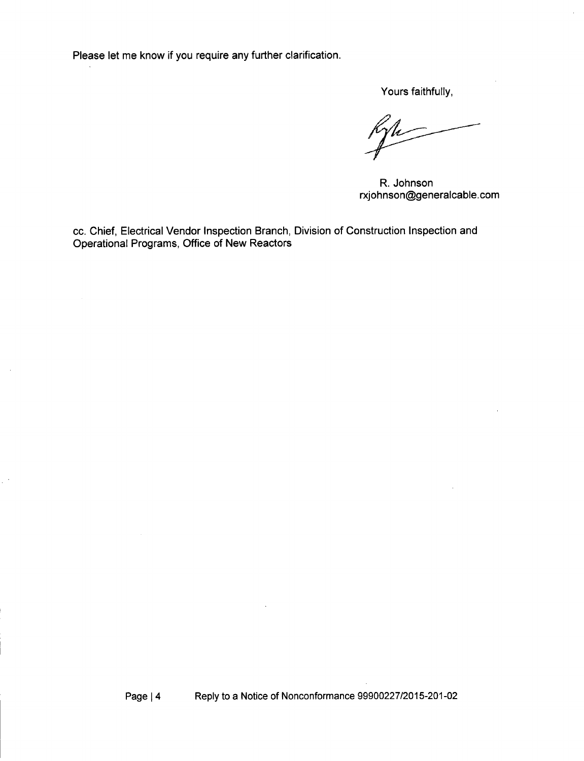Please let me know if you require any further clarification.

Yours faithfully,

R. Johnson
rxjohnson@generalcable.com

cc. Chief, Electrical Vendor Inspection Branch, Division of Construction Inspection and Operational Programs, Office of New Reactors